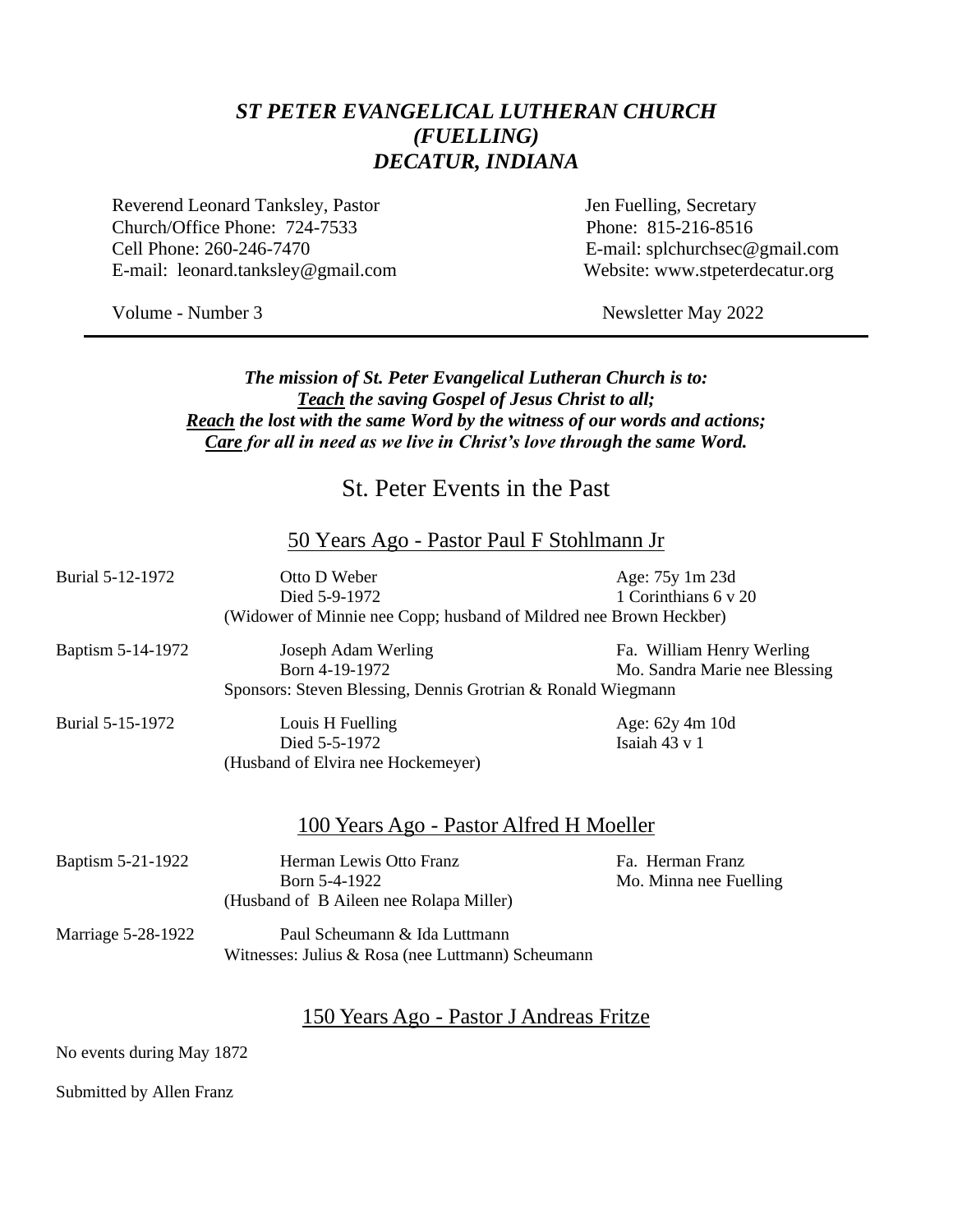# *ST PETER EVANGELICAL LUTHERAN CHURCH (FUELLING) DECATUR, INDIANA*

Reverend Leonard Tanksley, Pastor
Church/Office Phone: 724-7533
Cell Phone: 260-246-7470
E-mail: leonard.tanksley@gmail.com

Jen Fuelling, Secretary
Phone: 815-216-8516
E-mail: splchurchsec@gmail.com
Website: www.stpeterdecatur.org

Volume - Number 3

Newsletter May 2022

---

***The mission of St. Peter Evangelical Lutheran Church is to:***
***<u>Teach</u> the saving Gospel of Jesus Christ to all;***
***<u>Reach</u> the lost with the same Word by the witness of our words and actions;***
***<u>Care</u> for all in need as we live in Christ's love through the same Word.***

## St. Peter Events in the Past

### <u>50 Years Ago - Pastor Paul F Stohlmann Jr</u>

Burial 5-12-1972 — Otto D Weber — Age: 75y 1m 23d
Died 5-9-1972 — 1 Corinthians 6 v 20
(Widower of Minnie nee Copp; husband of Mildred nee Brown Heckber)

Baptism 5-14-1972 — Joseph Adam Werling — Fa. William Henry Werling
Born 4-19-1972 — Mo. Sandra Marie nee Blessing
Sponsors: Steven Blessing, Dennis Grotrian & Ronald Wiegmann

Burial 5-15-1972 — Louis H Fuelling — Age: 62y 4m 10d
Died 5-5-1972 — Isaiah 43 v 1
(Husband of Elvira nee Hockemeyer)

### <u>100 Years Ago - Pastor Alfred H Moeller</u>

Baptism 5-21-1922 — Herman Lewis Otto Franz — Fa. Herman Franz
Born 5-4-1922 — Mo. Minna nee Fuelling
(Husband of B Aileen nee Rolapa Miller)

Marriage 5-28-1922 — Paul Scheumann & Ida Luttmann
Witnesses: Julius & Rosa (nee Luttmann) Scheumann

### <u>150 Years Ago - Pastor J Andreas Fritze</u>

No events during May 1872

Submitted by Allen Franz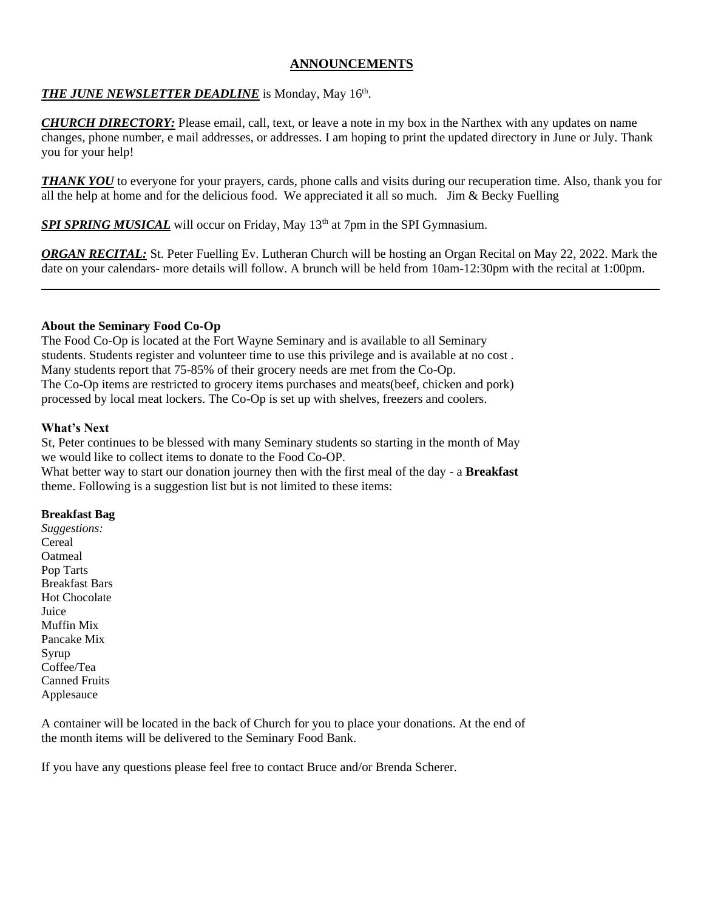## ANNOUNCEMENTS

***THE JUNE NEWSLETTER DEADLINE*** is Monday, May 16th.

***CHURCH DIRECTORY:*** Please email, call, text, or leave a note in my box in the Narthex with any updates on name changes, phone number, e mail addresses, or addresses. I am hoping to print the updated directory in June or July. Thank you for your help!

***THANK YOU*** to everyone for your prayers, cards, phone calls and visits during our recuperation time. Also, thank you for all the help at home and for the delicious food. We appreciated it all so much. Jim & Becky Fuelling

***SPI SPRING MUSICAL*** will occur on Friday, May 13th at 7pm in the SPI Gymnasium.

***ORGAN RECITAL:*** St. Peter Fuelling Ev. Lutheran Church will be hosting an Organ Recital on May 22, 2022. Mark the date on your calendars- more details will follow. A brunch will be held from 10am-12:30pm with the recital at 1:00pm.

---

**About the Seminary Food Co-Op**

The Food Co-Op is located at the Fort Wayne Seminary and is available to all Seminary students. Students register and volunteer time to use this privilege and is available at no cost . Many students report that 75-85% of their grocery needs are met from the Co-Op. The Co-Op items are restricted to grocery items purchases and meats(beef, chicken and pork) processed by local meat lockers. The Co-Op is set up with shelves, freezers and coolers.

**What's Next**

St, Peter continues to be blessed with many Seminary students so starting in the month of May we would like to collect items to donate to the Food Co-OP.
What better way to start our donation journey then with the first meal of the day - a **Breakfast** theme. Following is a suggestion list but is not limited to these items:

**Breakfast Bag**
*Suggestions:*
Cereal
Oatmeal
Pop Tarts
Breakfast Bars
Hot Chocolate
Juice
Muffin Mix
Pancake Mix
Syrup
Coffee/Tea
Canned Fruits
Applesauce

A container will be located in the back of Church for you to place your donations. At the end of the month items will be delivered to the Seminary Food Bank.

If you have any questions please feel free to contact Bruce and/or Brenda Scherer.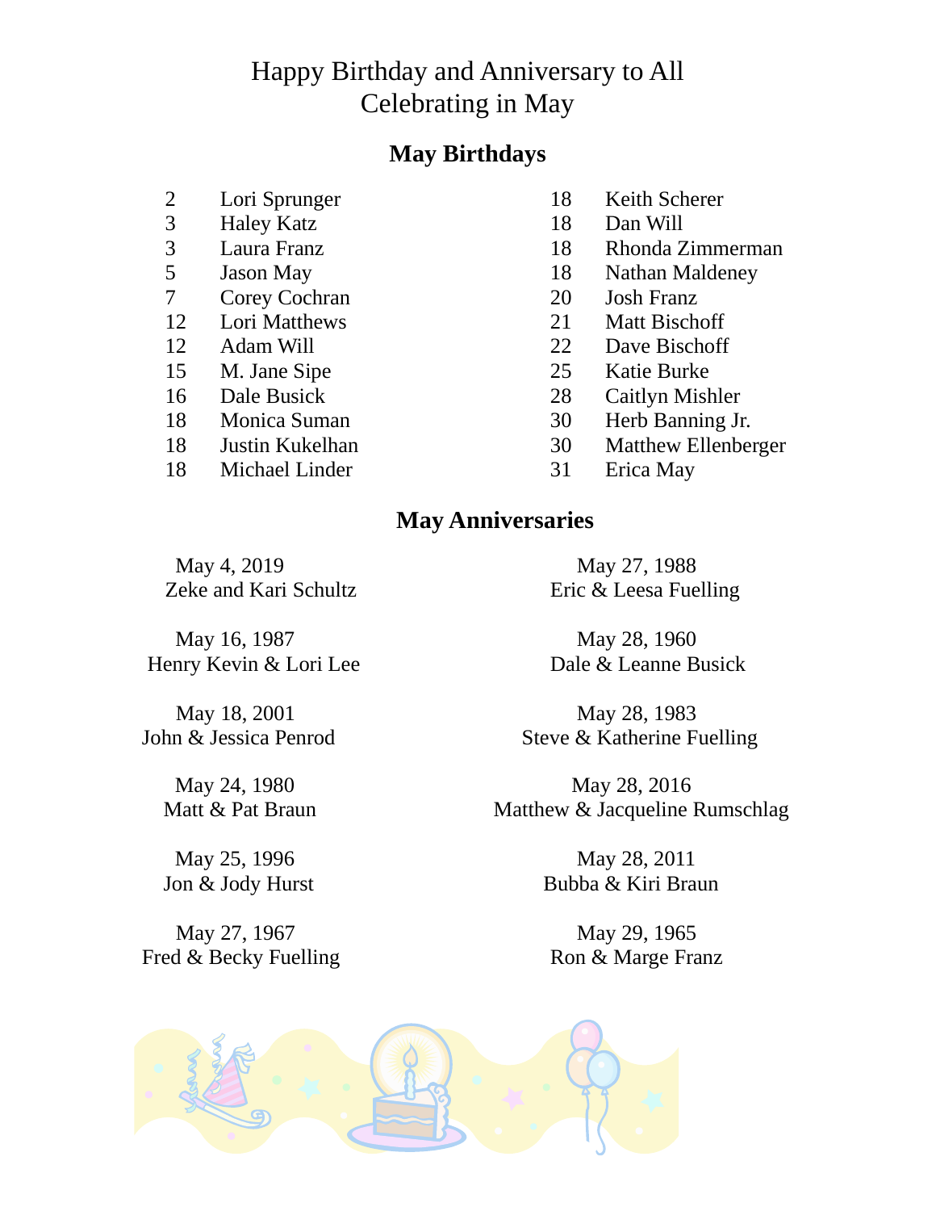# Happy Birthday and Anniversary to All Celebrating in May

## May Birthdays

| Date | Name |
|---|---|
| 2 | Lori Sprunger |
| 3 | Haley Katz |
| 3 | Laura Franz |
| 5 | Jason May |
| 7 | Corey Cochran |
| 12 | Lori Matthews |
| 12 | Adam Will |
| 15 | M. Jane Sipe |
| 16 | Dale Busick |
| 18 | Monica Suman |
| 18 | Justin Kukelhan |
| 18 | Michael Linder |
| 18 | Keith Scherer |
| 18 | Dan Will |
| 18 | Rhonda Zimmerman |
| 18 | Nathan Maldeney |
| 20 | Josh Franz |
| 21 | Matt Bischoff |
| 22 | Dave Bischoff |
| 25 | Katie Burke |
| 28 | Caitlyn Mishler |
| 30 | Herb Banning Jr. |
| 30 | Matthew Ellenberger |
| 31 | Erica May |

## May Anniversaries

May 4, 2019
Zeke and Kari Schultz

May 16, 1987
Henry Kevin & Lori Lee

May 18, 2001
John & Jessica Penrod

May 24, 1980
Matt & Pat Braun

May 25, 1996
Jon & Jody Hurst

May 27, 1967
Fred & Becky Fuelling

May 27, 1988
Eric & Leesa Fuelling

May 28, 1960
Dale & Leanne Busick

May 28, 1983
Steve & Katherine Fuelling

May 28, 2016
Matthew & Jacqueline Rumschlag

May 28, 2011
Bubba & Kiri Braun

May 29, 1965
Ron & Marge Franz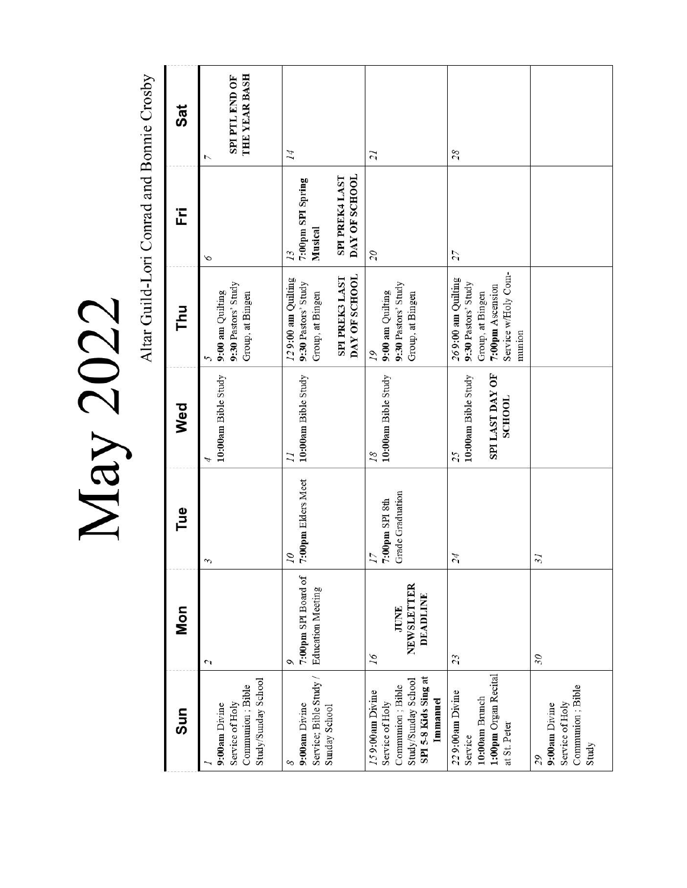# May 2022

Altar Guild-Lori Conrad and Bonnie Crosby

| Sun | Mon | Tue | Wed | Thu | Fri | Sat |
|---|---|---|---|---|---|---|
| 1 **9:00am** Divine Service of Holy Communion ; Bible Study/Sunday School | 2 | 3 | 4 10:00am Bible Study | 5 **9:00 am** Quilting **9:30** Pastors' Study Group, at Bingen | 6 | 7 **SPI PTL END OF THE YEAR BASH** |
| 8 **9:00am** Divine Service; Bible Study / Sunday School | 9 **7:00pm** SPI Board of Education Meeting | 10 **7:00pm** Elders Meet | 11 10:00am Bible Study | 12 **9:00 am** Quilting **9:30** Pastors' Study Group, at Bingen **SPI PREK3 LAST DAY OF SCHOOL** | 13 **7:00pm SPI Spring Musical** **SPI PREK4 LAST DAY OF SCHOOL** | 14 |
| 15 **9:00am** Divine Service of Holy Communion ; Bible Study/Sunday School **SPI 5-8 Kids Sing at Immanuel** | 16 **JUNE NEWSLETTER DEADLINE** | 17 **7:00pm** SPI 8th Grade Graduation | 18 10:00am Bible Study | 19 **9:00 am** Quilting **9:30** Pastors' Study Group, at Bingen | 20 | 21 |
| 22 **9:00am** Divine Service **10:00am** Brunch **1:00pm** Organ Recital at St. Peter | 23 | 24 | 25 10:00am Bible Study **SPI LAST DAY OF SCHOOL** | 26 **9:00 am** Quilting **9:30** Pastors' Study Group, at Bingen **7:00pm** Ascension Service w/Holy Communion | 27 | 28 |
| 29 **9:00am** Divine Service of Holy Communion ; Bible Study | 30 | 31 | | | | |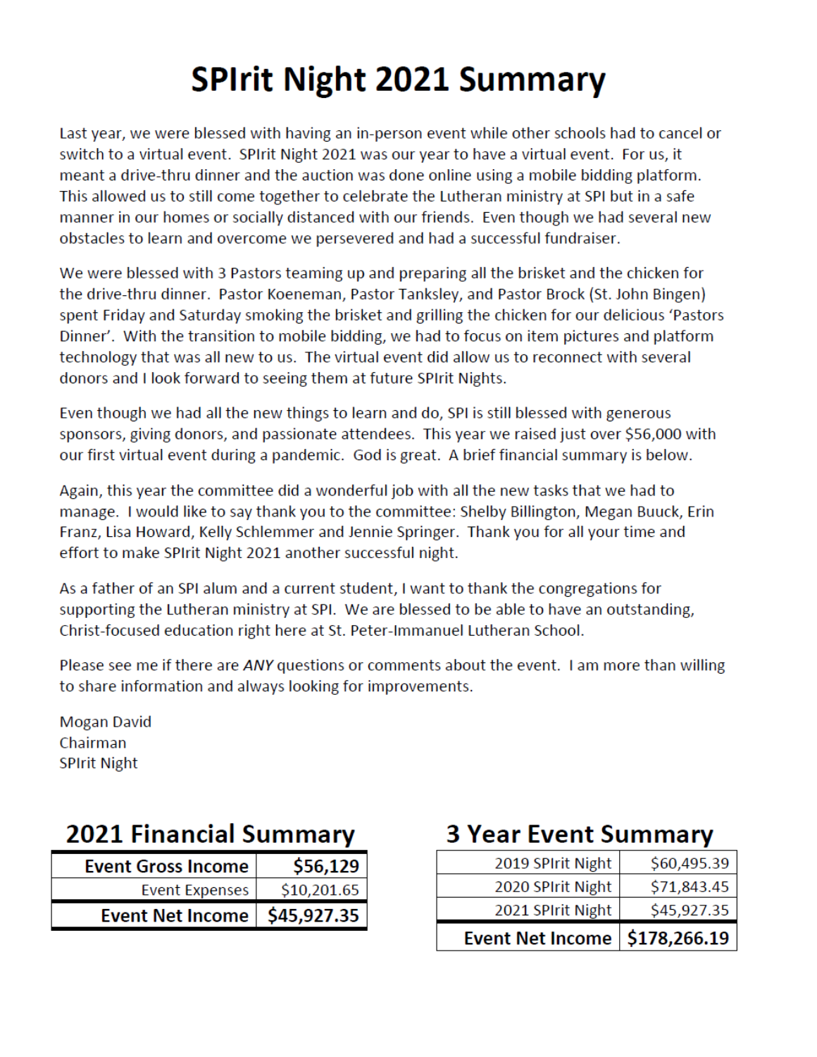# SPIrit Night 2021 Summary

Last year, we were blessed with having an in-person event while other schools had to cancel or switch to a virtual event. SPIrit Night 2021 was our year to have a virtual event. For us, it meant a drive-thru dinner and the auction was done online using a mobile bidding platform. This allowed us to still come together to celebrate the Lutheran ministry at SPI but in a safe manner in our homes or socially distanced with our friends. Even though we had several new obstacles to learn and overcome we persevered and had a successful fundraiser.

We were blessed with 3 Pastors teaming up and preparing all the brisket and the chicken for the drive-thru dinner. Pastor Koeneman, Pastor Tanksley, and Pastor Brock (St. John Bingen) spent Friday and Saturday smoking the brisket and grilling the chicken for our delicious 'Pastors Dinner'. With the transition to mobile bidding, we had to focus on item pictures and platform technology that was all new to us. The virtual event did allow us to reconnect with several donors and I look forward to seeing them at future SPIrit Nights.

Even though we had all the new things to learn and do, SPI is still blessed with generous sponsors, giving donors, and passionate attendees. This year we raised just over $56,000 with our first virtual event during a pandemic. God is great. A brief financial summary is below.

Again, this year the committee did a wonderful job with all the new tasks that we had to manage. I would like to say thank you to the committee: Shelby Billington, Megan Buuck, Erin Franz, Lisa Howard, Kelly Schlemmer and Jennie Springer. Thank you for all your time and effort to make SPIrit Night 2021 another successful night.

As a father of an SPI alum and a current student, I want to thank the congregations for supporting the Lutheran ministry at SPI. We are blessed to be able to have an outstanding, Christ-focused education right here at St. Peter-Immanuel Lutheran School.

Please see me if there are *ANY* questions or comments about the event. I am more than willing to share information and always looking for improvements.

Mogan David
Chairman
SPIrit Night

## 2021 Financial Summary

| | |
|---|---|
| **Event Gross Income** | **$56,129** |
| Event Expenses | $10,201.65 |
| **Event Net Income** | **$45,927.35** |

## 3 Year Event Summary

| | |
|---|---|
| 2019 SPIrit Night | $60,495.39 |
| 2020 SPIrit Night | $71,843.45 |
| 2021 SPIrit Night | $45,927.35 |
| **Event Net Income** | **$178,266.19** |